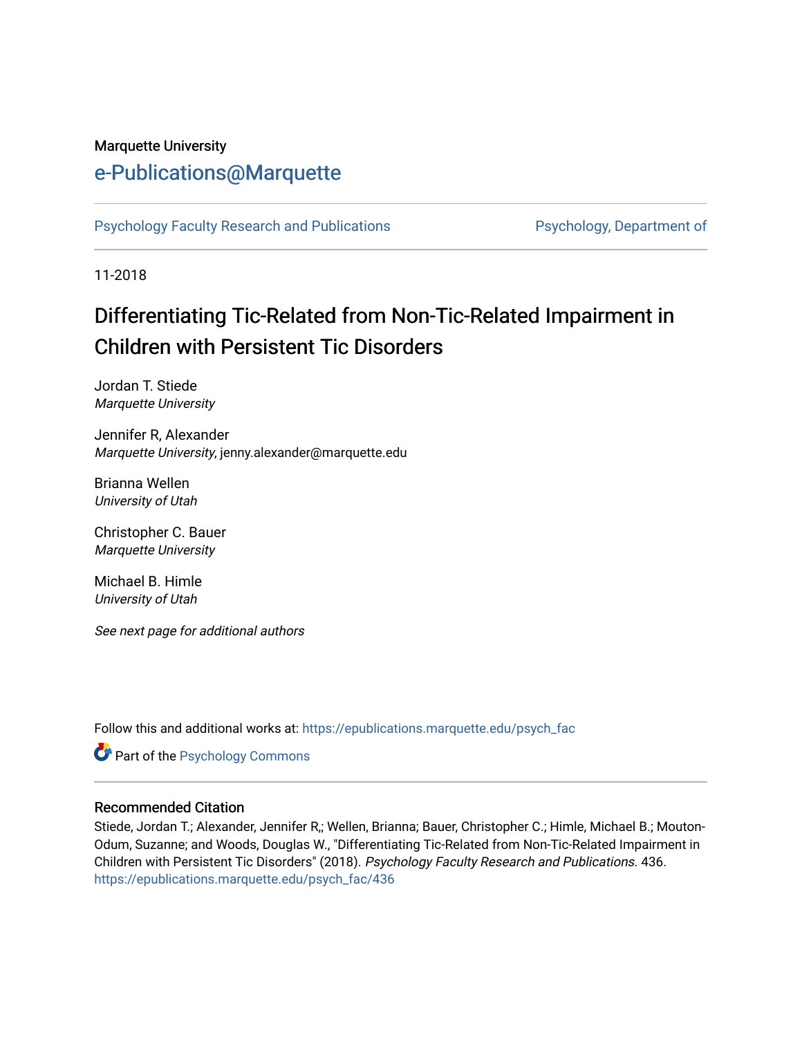Marquette University

# e-Publications@Marquette

Psychology Faculty Research and Publications | Psychology, Department of

11-2018

# Differentiating Tic-Related from Non-Tic-Related Impairment in Children with Persistent Tic Disorders

Jordan T. Stiede
*Marquette University*

Jennifer R, Alexander
*Marquette University*, jenny.alexander@marquette.edu

Brianna Wellen
*University of Utah*

Christopher C. Bauer
*Marquette University*

Michael B. Himle
*University of Utah*

*See next page for additional authors*

Follow this and additional works at: https://epublications.marquette.edu/psych_fac

Part of the Psychology Commons

## Recommended Citation

Stiede, Jordan T.; Alexander, Jennifer R,; Wellen, Brianna; Bauer, Christopher C.; Himle, Michael B.; Mouton-Odum, Suzanne; and Woods, Douglas W., "Differentiating Tic-Related from Non-Tic-Related Impairment in Children with Persistent Tic Disorders" (2018). *Psychology Faculty Research and Publications*. 436.
https://epublications.marquette.edu/psych_fac/436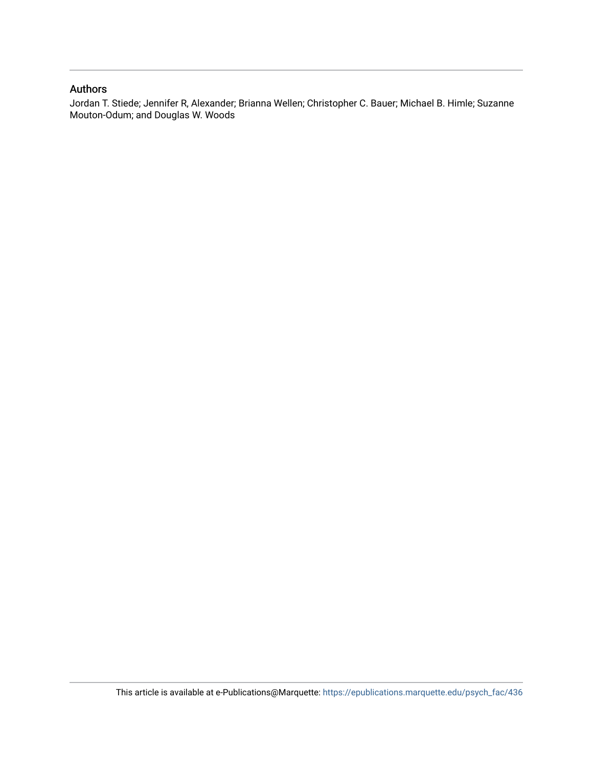### Authors

Jordan T. Stiede; Jennifer R, Alexander; Brianna Wellen; Christopher C. Bauer; Michael B. Himle; Suzanne Mouton-Odum; and Douglas W. Woods

This article is available at e-Publications@Marquette: https://epublications.marquette.edu/psych_fac/436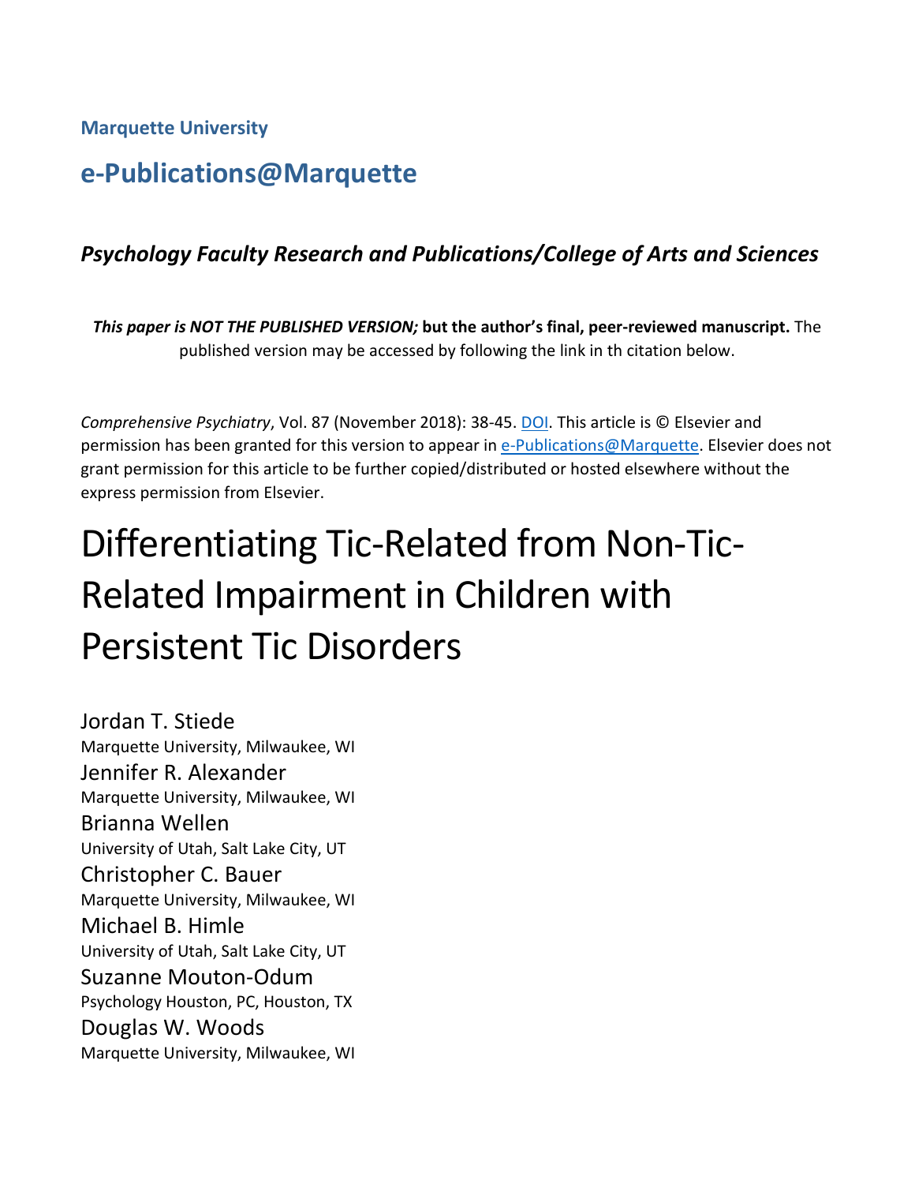**Marquette University**

# e-Publications@Marquette

***Psychology Faculty Research and Publications/College of Arts and Sciences***

***This paper is NOT THE PUBLISHED VERSION;* but the author's final, peer-reviewed manuscript.** The published version may be accessed by following the link in th citation below.

*Comprehensive Psychiatry*, Vol. 87 (November 2018): 38-45. DOI. This article is © Elsevier and permission has been granted for this version to appear in e-Publications@Marquette. Elsevier does not grant permission for this article to be further copied/distributed or hosted elsewhere without the express permission from Elsevier.

# Differentiating Tic-Related from Non-Tic-Related Impairment in Children with Persistent Tic Disorders

Jordan T. Stiede
Marquette University, Milwaukee, WI

Jennifer R. Alexander
Marquette University, Milwaukee, WI

Brianna Wellen
University of Utah, Salt Lake City, UT

Christopher C. Bauer
Marquette University, Milwaukee, WI

Michael B. Himle
University of Utah, Salt Lake City, UT

Suzanne Mouton-Odum
Psychology Houston, PC, Houston, TX

Douglas W. Woods
Marquette University, Milwaukee, WI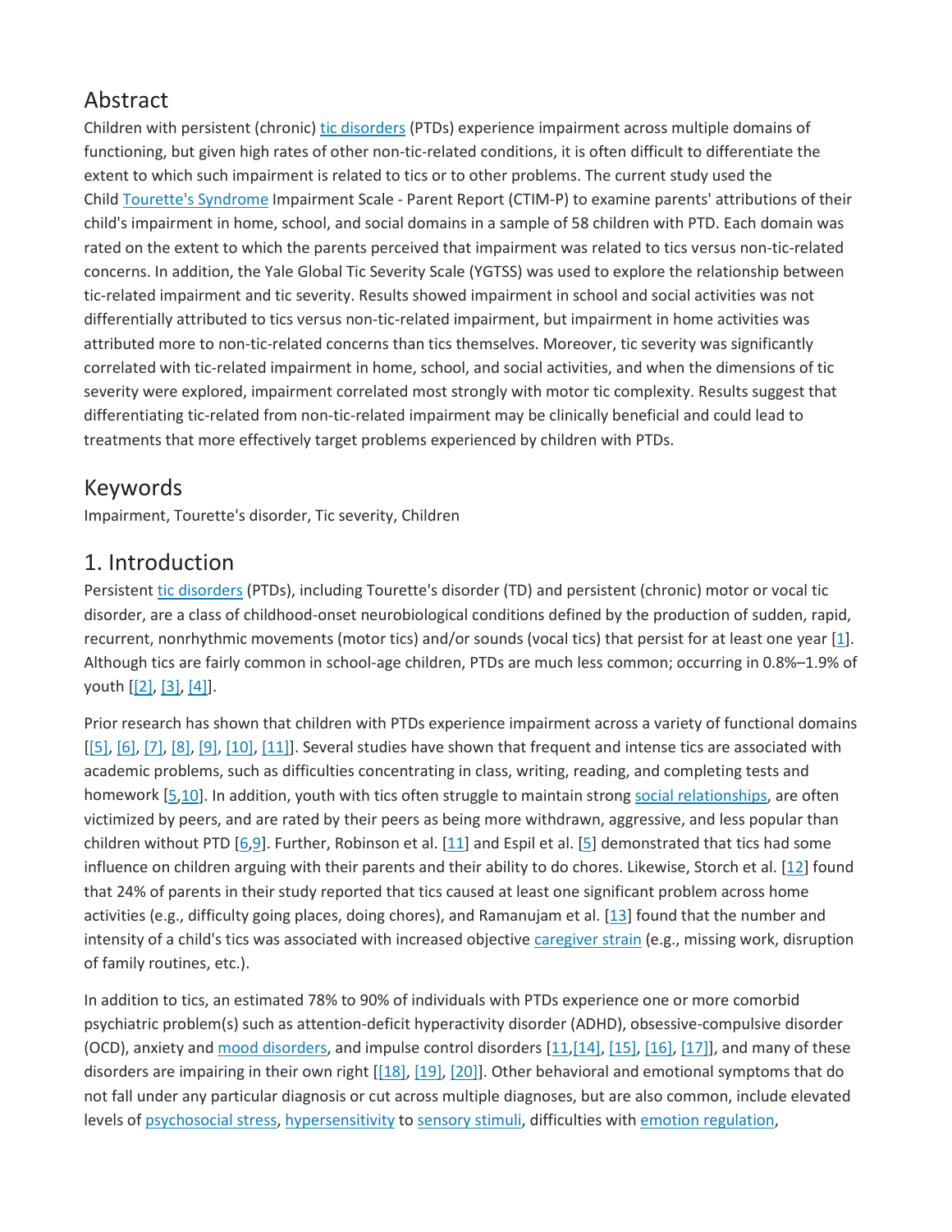## Abstract

Children with persistent (chronic) tic disorders (PTDs) experience impairment across multiple domains of functioning, but given high rates of other non-tic-related conditions, it is often difficult to differentiate the extent to which such impairment is related to tics or to other problems. The current study used the Child Tourette's Syndrome Impairment Scale - Parent Report (CTIM-P) to examine parents' attributions of their child's impairment in home, school, and social domains in a sample of 58 children with PTD. Each domain was rated on the extent to which the parents perceived that impairment was related to tics versus non-tic-related concerns. In addition, the Yale Global Tic Severity Scale (YGTSS) was used to explore the relationship between tic-related impairment and tic severity. Results showed impairment in school and social activities was not differentially attributed to tics versus non-tic-related impairment, but impairment in home activities was attributed more to non-tic-related concerns than tics themselves. Moreover, tic severity was significantly correlated with tic-related impairment in home, school, and social activities, and when the dimensions of tic severity were explored, impairment correlated most strongly with motor tic complexity. Results suggest that differentiating tic-related from non-tic-related impairment may be clinically beneficial and could lead to treatments that more effectively target problems experienced by children with PTDs.

## Keywords

Impairment, Tourette's disorder, Tic severity, Children

## 1. Introduction

Persistent tic disorders (PTDs), including Tourette's disorder (TD) and persistent (chronic) motor or vocal tic disorder, are a class of childhood-onset neurobiological conditions defined by the production of sudden, rapid, recurrent, nonrhythmic movements (motor tics) and/or sounds (vocal tics) that persist for at least one year [1]. Although tics are fairly common in school-age children, PTDs are much less common; occurring in 0.8%–1.9% of youth [[2], [3], [4]].

Prior research has shown that children with PTDs experience impairment across a variety of functional domains [[5], [6], [7], [8], [9], [10], [11]]. Several studies have shown that frequent and intense tics are associated with academic problems, such as difficulties concentrating in class, writing, reading, and completing tests and homework [5,10]. In addition, youth with tics often struggle to maintain strong social relationships, are often victimized by peers, and are rated by their peers as being more withdrawn, aggressive, and less popular than children without PTD [6,9]. Further, Robinson et al. [11] and Espil et al. [5] demonstrated that tics had some influence on children arguing with their parents and their ability to do chores. Likewise, Storch et al. [12] found that 24% of parents in their study reported that tics caused at least one significant problem across home activities (e.g., difficulty going places, doing chores), and Ramanujam et al. [13] found that the number and intensity of a child's tics was associated with increased objective caregiver strain (e.g., missing work, disruption of family routines, etc.).

In addition to tics, an estimated 78% to 90% of individuals with PTDs experience one or more comorbid psychiatric problem(s) such as attention-deficit hyperactivity disorder (ADHD), obsessive-compulsive disorder (OCD), anxiety and mood disorders, and impulse control disorders [11,[14], [15], [16], [17]], and many of these disorders are impairing in their own right [[18], [19], [20]]. Other behavioral and emotional symptoms that do not fall under any particular diagnosis or cut across multiple diagnoses, but are also common, include elevated levels of psychosocial stress, hypersensitivity to sensory stimuli, difficulties with emotion regulation,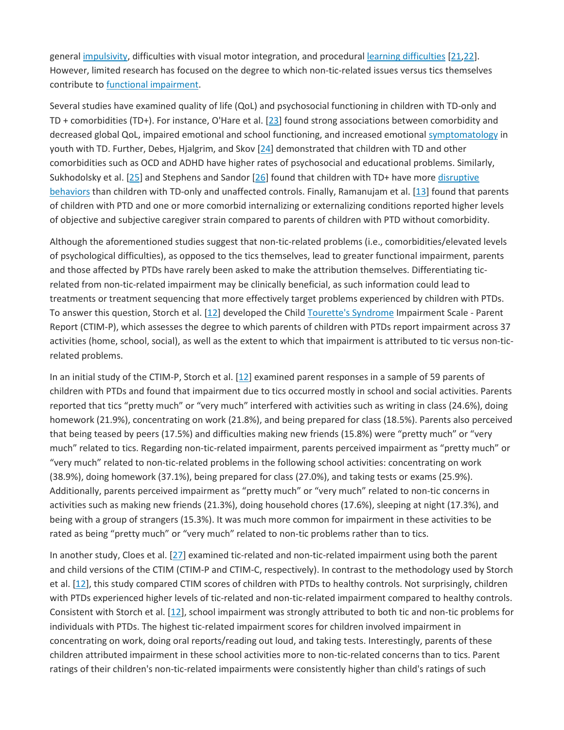general impulsivity, difficulties with visual motor integration, and procedural learning difficulties [21,22]. However, limited research has focused on the degree to which non-tic-related issues versus tics themselves contribute to functional impairment.

Several studies have examined quality of life (QoL) and psychosocial functioning in children with TD-only and TD + comorbidities (TD+). For instance, O'Hare et al. [23] found strong associations between comorbidity and decreased global QoL, impaired emotional and school functioning, and increased emotional symptomatology in youth with TD. Further, Debes, Hjalgrim, and Skov [24] demonstrated that children with TD and other comorbidities such as OCD and ADHD have higher rates of psychosocial and educational problems. Similarly, Sukhodolsky et al. [25] and Stephens and Sandor [26] found that children with TD+ have more disruptive behaviors than children with TD-only and unaffected controls. Finally, Ramanujam et al. [13] found that parents of children with PTD and one or more comorbid internalizing or externalizing conditions reported higher levels of objective and subjective caregiver strain compared to parents of children with PTD without comorbidity.

Although the aforementioned studies suggest that non-tic-related problems (i.e., comorbidities/elevated levels of psychological difficulties), as opposed to the tics themselves, lead to greater functional impairment, parents and those affected by PTDs have rarely been asked to make the attribution themselves. Differentiating tic-related from non-tic-related impairment may be clinically beneficial, as such information could lead to treatments or treatment sequencing that more effectively target problems experienced by children with PTDs. To answer this question, Storch et al. [12] developed the Child Tourette's Syndrome Impairment Scale - Parent Report (CTIM-P), which assesses the degree to which parents of children with PTDs report impairment across 37 activities (home, school, social), as well as the extent to which that impairment is attributed to tic versus non-tic-related problems.

In an initial study of the CTIM-P, Storch et al. [12] examined parent responses in a sample of 59 parents of children with PTDs and found that impairment due to tics occurred mostly in school and social activities. Parents reported that tics "pretty much" or "very much" interfered with activities such as writing in class (24.6%), doing homework (21.9%), concentrating on work (21.8%), and being prepared for class (18.5%). Parents also perceived that being teased by peers (17.5%) and difficulties making new friends (15.8%) were "pretty much" or "very much" related to tics. Regarding non-tic-related impairment, parents perceived impairment as "pretty much" or "very much" related to non-tic-related problems in the following school activities: concentrating on work (38.9%), doing homework (37.1%), being prepared for class (27.0%), and taking tests or exams (25.9%). Additionally, parents perceived impairment as "pretty much" or "very much" related to non-tic concerns in activities such as making new friends (21.3%), doing household chores (17.6%), sleeping at night (17.3%), and being with a group of strangers (15.3%). It was much more common for impairment in these activities to be rated as being "pretty much" or "very much" related to non-tic problems rather than to tics.

In another study, Cloes et al. [27] examined tic-related and non-tic-related impairment using both the parent and child versions of the CTIM (CTIM-P and CTIM-C, respectively). In contrast to the methodology used by Storch et al. [12], this study compared CTIM scores of children with PTDs to healthy controls. Not surprisingly, children with PTDs experienced higher levels of tic-related and non-tic-related impairment compared to healthy controls. Consistent with Storch et al. [12], school impairment was strongly attributed to both tic and non-tic problems for individuals with PTDs. The highest tic-related impairment scores for children involved impairment in concentrating on work, doing oral reports/reading out loud, and taking tests. Interestingly, parents of these children attributed impairment in these school activities more to non-tic-related concerns than to tics. Parent ratings of their children's non-tic-related impairments were consistently higher than child's ratings of such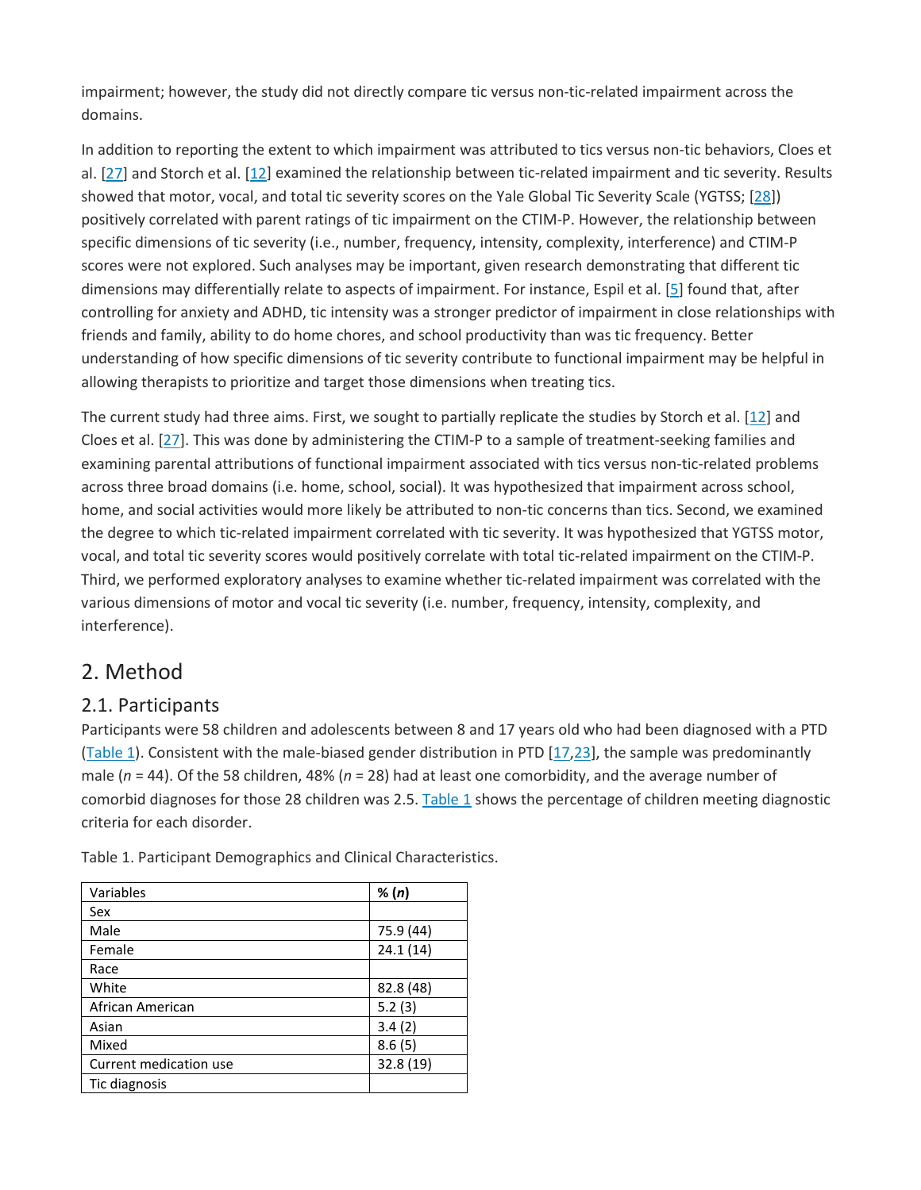impairment; however, the study did not directly compare tic versus non-tic-related impairment across the domains.

In addition to reporting the extent to which impairment was attributed to tics versus non-tic behaviors, Cloes et al. [27] and Storch et al. [12] examined the relationship between tic-related impairment and tic severity. Results showed that motor, vocal, and total tic severity scores on the Yale Global Tic Severity Scale (YGTSS; [28]) positively correlated with parent ratings of tic impairment on the CTIM-P. However, the relationship between specific dimensions of tic severity (i.e., number, frequency, intensity, complexity, interference) and CTIM-P scores were not explored. Such analyses may be important, given research demonstrating that different tic dimensions may differentially relate to aspects of impairment. For instance, Espil et al. [5] found that, after controlling for anxiety and ADHD, tic intensity was a stronger predictor of impairment in close relationships with friends and family, ability to do home chores, and school productivity than was tic frequency. Better understanding of how specific dimensions of tic severity contribute to functional impairment may be helpful in allowing therapists to prioritize and target those dimensions when treating tics.

The current study had three aims. First, we sought to partially replicate the studies by Storch et al. [12] and Cloes et al. [27]. This was done by administering the CTIM-P to a sample of treatment-seeking families and examining parental attributions of functional impairment associated with tics versus non-tic-related problems across three broad domains (i.e. home, school, social). It was hypothesized that impairment across school, home, and social activities would more likely be attributed to non-tic concerns than tics. Second, we examined the degree to which tic-related impairment correlated with tic severity. It was hypothesized that YGTSS motor, vocal, and total tic severity scores would positively correlate with total tic-related impairment on the CTIM-P. Third, we performed exploratory analyses to examine whether tic-related impairment was correlated with the various dimensions of motor and vocal tic severity (i.e. number, frequency, intensity, complexity, and interference).

## 2. Method

### 2.1. Participants

Participants were 58 children and adolescents between 8 and 17 years old who had been diagnosed with a PTD (Table 1). Consistent with the male-biased gender distribution in PTD [17,23], the sample was predominantly male (*n* = 44). Of the 58 children, 48% (*n* = 28) had at least one comorbidity, and the average number of comorbid diagnoses for those 28 children was 2.5. Table 1 shows the percentage of children meeting diagnostic criteria for each disorder.

Table 1. Participant Demographics and Clinical Characteristics.

| Variables | % (*n*) |
|---|---|
| Sex | |
| Male | 75.9 (44) |
| Female | 24.1 (14) |
| Race | |
| White | 82.8 (48) |
| African American | 5.2 (3) |
| Asian | 3.4 (2) |
| Mixed | 8.6 (5) |
| Current medication use | 32.8 (19) |
| Tic diagnosis | |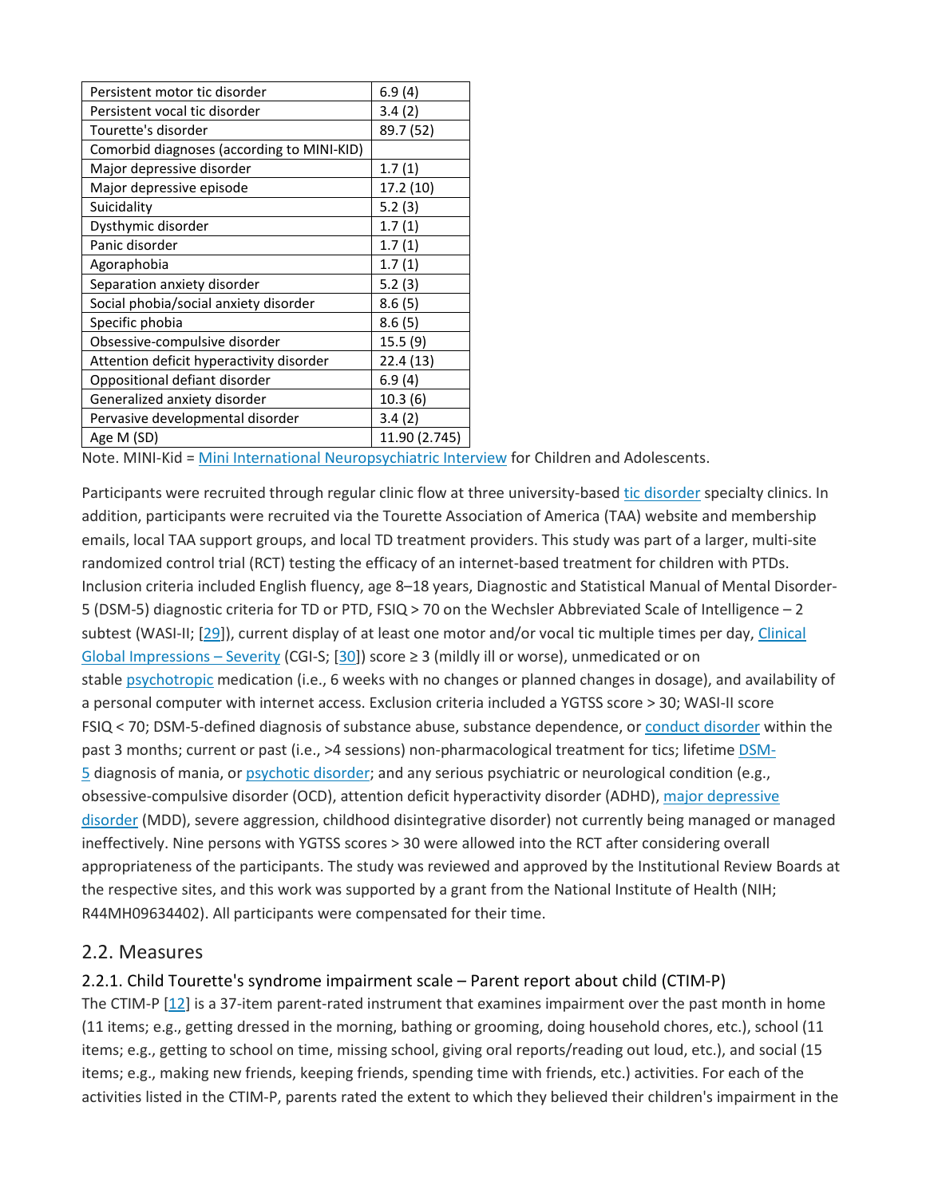| | |
|---|---|
| Persistent motor tic disorder | 6.9 (4) |
| Persistent vocal tic disorder | 3.4 (2) |
| Tourette's disorder | 89.7 (52) |
| Comorbid diagnoses (according to MINI-KID) | |
| Major depressive disorder | 1.7 (1) |
| Major depressive episode | 17.2 (10) |
| Suicidality | 5.2 (3) |
| Dysthymic disorder | 1.7 (1) |
| Panic disorder | 1.7 (1) |
| Agoraphobia | 1.7 (1) |
| Separation anxiety disorder | 5.2 (3) |
| Social phobia/social anxiety disorder | 8.6 (5) |
| Specific phobia | 8.6 (5) |
| Obsessive-compulsive disorder | 15.5 (9) |
| Attention deficit hyperactivity disorder | 22.4 (13) |
| Oppositional defiant disorder | 6.9 (4) |
| Generalized anxiety disorder | 10.3 (6) |
| Pervasive developmental disorder | 3.4 (2) |
| Age M (SD) | 11.90 (2.745) |

Note. MINI-Kid = Mini International Neuropsychiatric Interview for Children and Adolescents.

Participants were recruited through regular clinic flow at three university-based tic disorder specialty clinics. In addition, participants were recruited via the Tourette Association of America (TAA) website and membership emails, local TAA support groups, and local TD treatment providers. This study was part of a larger, multi-site randomized control trial (RCT) testing the efficacy of an internet-based treatment for children with PTDs. Inclusion criteria included English fluency, age 8–18 years, Diagnostic and Statistical Manual of Mental Disorder-5 (DSM-5) diagnostic criteria for TD or PTD, FSIQ > 70 on the Wechsler Abbreviated Scale of Intelligence – 2 subtest (WASI-II; [29]), current display of at least one motor and/or vocal tic multiple times per day, Clinical Global Impressions – Severity (CGI-S; [30]) score ≥ 3 (mildly ill or worse), unmedicated or on stable psychotropic medication (i.e., 6 weeks with no changes or planned changes in dosage), and availability of a personal computer with internet access. Exclusion criteria included a YGTSS score > 30; WASI-II score FSIQ < 70; DSM-5-defined diagnosis of substance abuse, substance dependence, or conduct disorder within the past 3 months; current or past (i.e., >4 sessions) non-pharmacological treatment for tics; lifetime DSM-5 diagnosis of mania, or psychotic disorder; and any serious psychiatric or neurological condition (e.g., obsessive-compulsive disorder (OCD), attention deficit hyperactivity disorder (ADHD), major depressive disorder (MDD), severe aggression, childhood disintegrative disorder) not currently being managed or managed ineffectively. Nine persons with YGTSS scores > 30 were allowed into the RCT after considering overall appropriateness of the participants. The study was reviewed and approved by the Institutional Review Boards at the respective sites, and this work was supported by a grant from the National Institute of Health (NIH; R44MH09634402). All participants were compensated for their time.

## 2.2. Measures

### 2.2.1. Child Tourette's syndrome impairment scale – Parent report about child (CTIM-P)

The CTIM-P [12] is a 37-item parent-rated instrument that examines impairment over the past month in home (11 items; e.g., getting dressed in the morning, bathing or grooming, doing household chores, etc.), school (11 items; e.g., getting to school on time, missing school, giving oral reports/reading out loud, etc.), and social (15 items; e.g., making new friends, keeping friends, spending time with friends, etc.) activities. For each of the activities listed in the CTIM-P, parents rated the extent to which they believed their children's impairment in the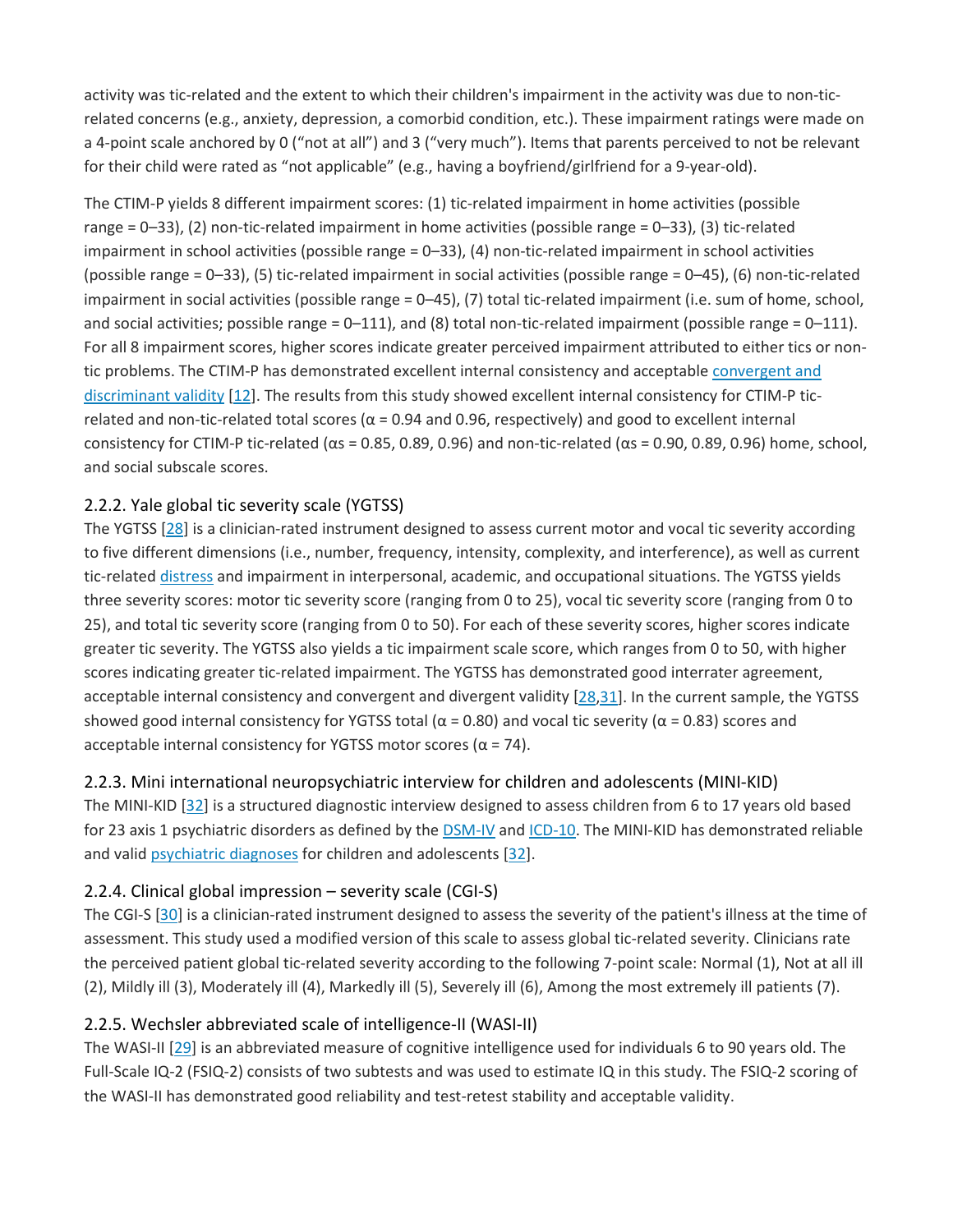activity was tic-related and the extent to which their children's impairment in the activity was due to non-tic-related concerns (e.g., anxiety, depression, a comorbid condition, etc.). These impairment ratings were made on a 4-point scale anchored by 0 ("not at all") and 3 ("very much"). Items that parents perceived to not be relevant for their child were rated as "not applicable" (e.g., having a boyfriend/girlfriend for a 9-year-old).

The CTIM-P yields 8 different impairment scores: (1) tic-related impairment in home activities (possible range = 0–33), (2) non-tic-related impairment in home activities (possible range = 0–33), (3) tic-related impairment in school activities (possible range = 0–33), (4) non-tic-related impairment in school activities (possible range = 0–33), (5) tic-related impairment in social activities (possible range = 0–45), (6) non-tic-related impairment in social activities (possible range = 0–45), (7) total tic-related impairment (i.e. sum of home, school, and social activities; possible range = 0–111), and (8) total non-tic-related impairment (possible range = 0–111). For all 8 impairment scores, higher scores indicate greater perceived impairment attributed to either tics or non-tic problems. The CTIM-P has demonstrated excellent internal consistency and acceptable convergent and discriminant validity [12]. The results from this study showed excellent internal consistency for CTIM-P tic-related and non-tic-related total scores (α = 0.94 and 0.96, respectively) and good to excellent internal consistency for CTIM-P tic-related (αs = 0.85, 0.89, 0.96) and non-tic-related (αs = 0.90, 0.89, 0.96) home, school, and social subscale scores.

### 2.2.2. Yale global tic severity scale (YGTSS)

The YGTSS [28] is a clinician-rated instrument designed to assess current motor and vocal tic severity according to five different dimensions (i.e., number, frequency, intensity, complexity, and interference), as well as current tic-related distress and impairment in interpersonal, academic, and occupational situations. The YGTSS yields three severity scores: motor tic severity score (ranging from 0 to 25), vocal tic severity score (ranging from 0 to 25), and total tic severity score (ranging from 0 to 50). For each of these severity scores, higher scores indicate greater tic severity. The YGTSS also yields a tic impairment scale score, which ranges from 0 to 50, with higher scores indicating greater tic-related impairment. The YGTSS has demonstrated good interrater agreement, acceptable internal consistency and convergent and divergent validity [28,31]. In the current sample, the YGTSS showed good internal consistency for YGTSS total (α = 0.80) and vocal tic severity (α = 0.83) scores and acceptable internal consistency for YGTSS motor scores (α = 74).

### 2.2.3. Mini international neuropsychiatric interview for children and adolescents (MINI-KID)

The MINI-KID [32] is a structured diagnostic interview designed to assess children from 6 to 17 years old based for 23 axis 1 psychiatric disorders as defined by the DSM-IV and ICD-10. The MINI-KID has demonstrated reliable and valid psychiatric diagnoses for children and adolescents [32].

### 2.2.4. Clinical global impression – severity scale (CGI-S)

The CGI-S [30] is a clinician-rated instrument designed to assess the severity of the patient's illness at the time of assessment. This study used a modified version of this scale to assess global tic-related severity. Clinicians rate the perceived patient global tic-related severity according to the following 7-point scale: Normal (1), Not at all ill (2), Mildly ill (3), Moderately ill (4), Markedly ill (5), Severely ill (6), Among the most extremely ill patients (7).

### 2.2.5. Wechsler abbreviated scale of intelligence-II (WASI-II)

The WASI-II [29] is an abbreviated measure of cognitive intelligence used for individuals 6 to 90 years old. The Full-Scale IQ-2 (FSIQ-2) consists of two subtests and was used to estimate IQ in this study. The FSIQ-2 scoring of the WASI-II has demonstrated good reliability and test-retest stability and acceptable validity.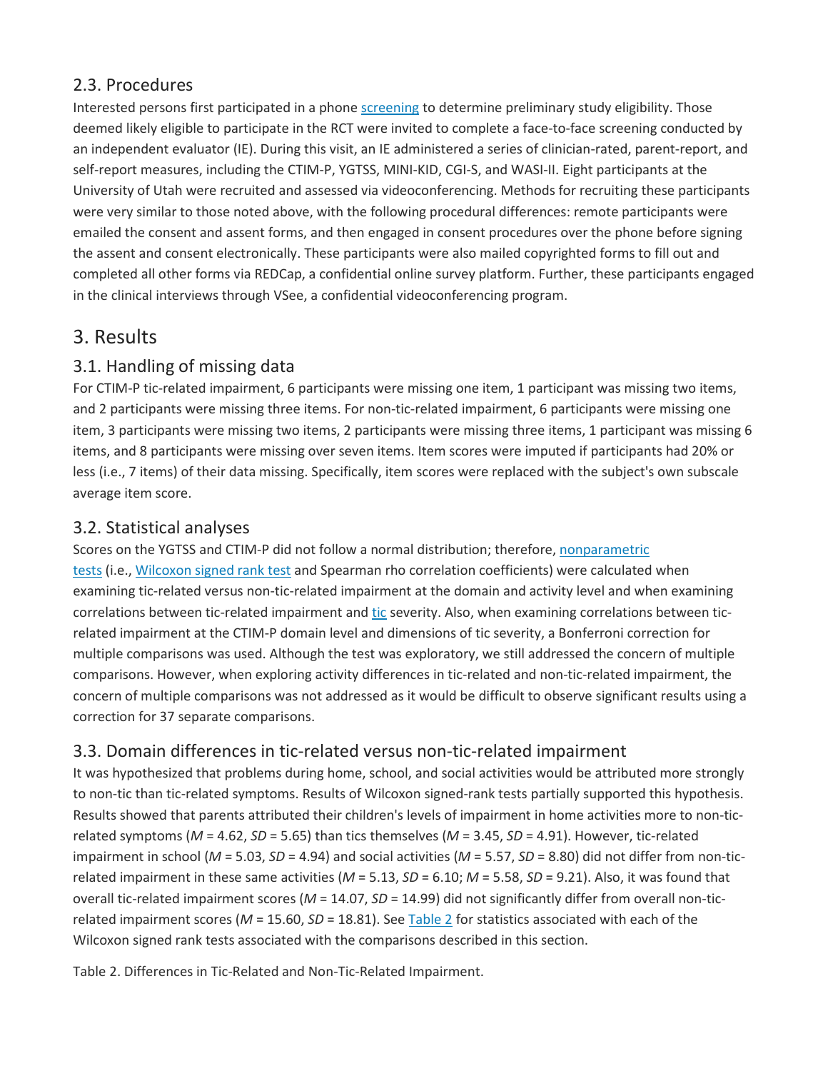## 2.3. Procedures

Interested persons first participated in a phone screening to determine preliminary study eligibility. Those deemed likely eligible to participate in the RCT were invited to complete a face-to-face screening conducted by an independent evaluator (IE). During this visit, an IE administered a series of clinician-rated, parent-report, and self-report measures, including the CTIM-P, YGTSS, MINI-KID, CGI-S, and WASI-II. Eight participants at the University of Utah were recruited and assessed via videoconferencing. Methods for recruiting these participants were very similar to those noted above, with the following procedural differences: remote participants were emailed the consent and assent forms, and then engaged in consent procedures over the phone before signing the assent and consent electronically. These participants were also mailed copyrighted forms to fill out and completed all other forms via REDCap, a confidential online survey platform. Further, these participants engaged in the clinical interviews through VSee, a confidential videoconferencing program.

# 3. Results

## 3.1. Handling of missing data

For CTIM-P tic-related impairment, 6 participants were missing one item, 1 participant was missing two items, and 2 participants were missing three items. For non-tic-related impairment, 6 participants were missing one item, 3 participants were missing two items, 2 participants were missing three items, 1 participant was missing 6 items, and 8 participants were missing over seven items. Item scores were imputed if participants had 20% or less (i.e., 7 items) of their data missing. Specifically, item scores were replaced with the subject's own subscale average item score.

## 3.2. Statistical analyses

Scores on the YGTSS and CTIM-P did not follow a normal distribution; therefore, nonparametric tests (i.e., Wilcoxon signed rank test and Spearman rho correlation coefficients) were calculated when examining tic-related versus non-tic-related impairment at the domain and activity level and when examining correlations between tic-related impairment and tic severity. Also, when examining correlations between tic-related impairment at the CTIM-P domain level and dimensions of tic severity, a Bonferroni correction for multiple comparisons was used. Although the test was exploratory, we still addressed the concern of multiple comparisons. However, when exploring activity differences in tic-related and non-tic-related impairment, the concern of multiple comparisons was not addressed as it would be difficult to observe significant results using a correction for 37 separate comparisons.

## 3.3. Domain differences in tic-related versus non-tic-related impairment

It was hypothesized that problems during home, school, and social activities would be attributed more strongly to non-tic than tic-related symptoms. Results of Wilcoxon signed-rank tests partially supported this hypothesis. Results showed that parents attributed their children's levels of impairment in home activities more to non-tic-related symptoms (*M* = 4.62, *SD* = 5.65) than tics themselves (*M* = 3.45, *SD* = 4.91). However, tic-related impairment in school (*M* = 5.03, *SD* = 4.94) and social activities (*M* = 5.57, *SD* = 8.80) did not differ from non-tic-related impairment in these same activities (*M* = 5.13, *SD* = 6.10; *M* = 5.58, *SD* = 9.21). Also, it was found that overall tic-related impairment scores (*M* = 14.07, *SD* = 14.99) did not significantly differ from overall non-tic-related impairment scores (*M* = 15.60, *SD* = 18.81). See Table 2 for statistics associated with each of the Wilcoxon signed rank tests associated with the comparisons described in this section.

Table 2. Differences in Tic-Related and Non-Tic-Related Impairment.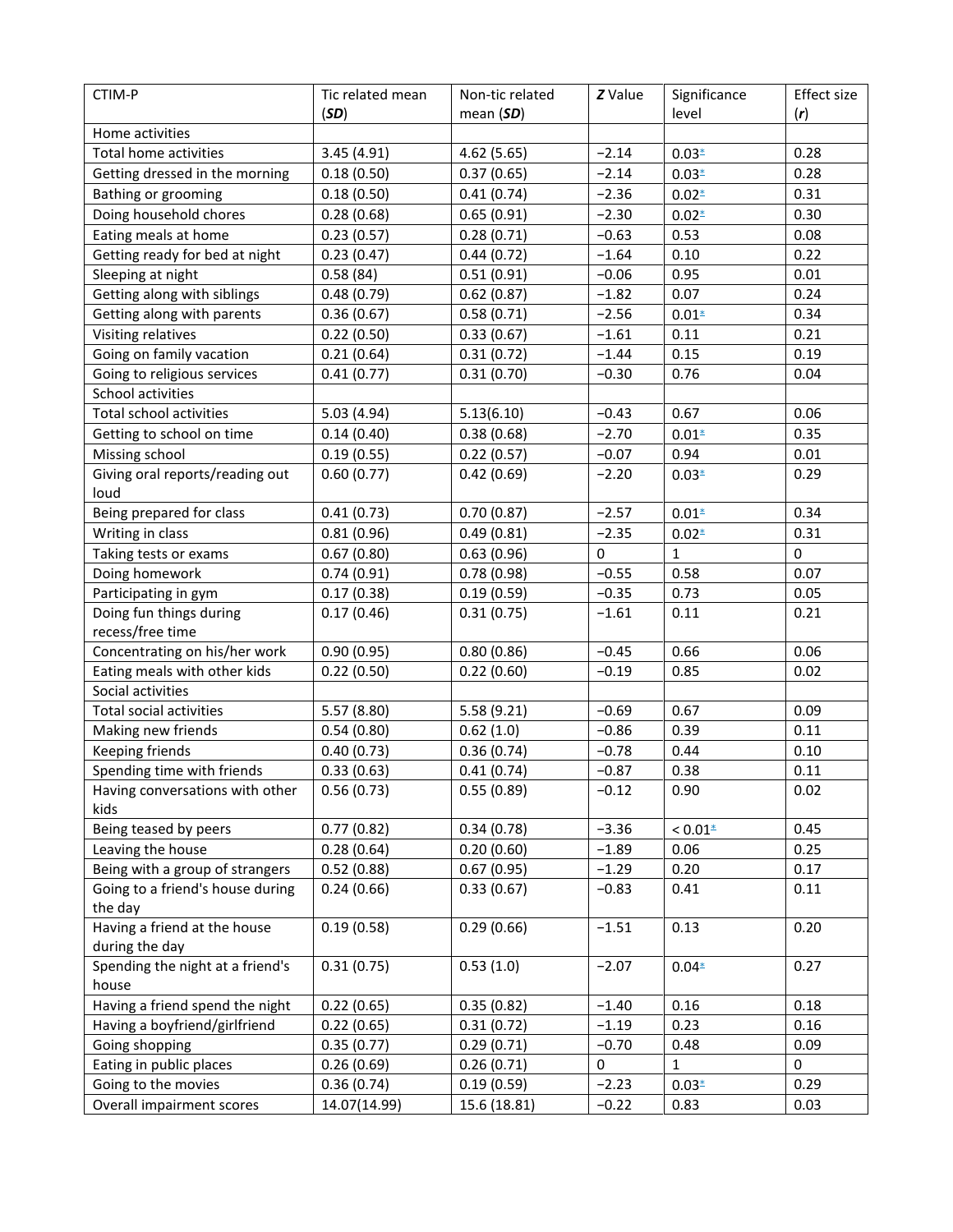| CTIM-P | Tic related mean (*SD*) | Non-tic related mean (*SD*) | *Z* Value | Significance level | Effect size (*r*) |
|---|---|---|---|---|---|
| Home activities | | | | | |
| Total home activities | 3.45 (4.91) | 4.62 (5.65) | −2.14 | 0.03* | 0.28 |
| Getting dressed in the morning | 0.18 (0.50) | 0.37 (0.65) | −2.14 | 0.03* | 0.28 |
| Bathing or grooming | 0.18 (0.50) | 0.41 (0.74) | −2.36 | 0.02* | 0.31 |
| Doing household chores | 0.28 (0.68) | 0.65 (0.91) | −2.30 | 0.02* | 0.30 |
| Eating meals at home | 0.23 (0.57) | 0.28 (0.71) | −0.63 | 0.53 | 0.08 |
| Getting ready for bed at night | 0.23 (0.47) | 0.44 (0.72) | −1.64 | 0.10 | 0.22 |
| Sleeping at night | 0.58 (84) | 0.51 (0.91) | −0.06 | 0.95 | 0.01 |
| Getting along with siblings | 0.48 (0.79) | 0.62 (0.87) | −1.82 | 0.07 | 0.24 |
| Getting along with parents | 0.36 (0.67) | 0.58 (0.71) | −2.56 | 0.01* | 0.34 |
| Visiting relatives | 0.22 (0.50) | 0.33 (0.67) | −1.61 | 0.11 | 0.21 |
| Going on family vacation | 0.21 (0.64) | 0.31 (0.72) | −1.44 | 0.15 | 0.19 |
| Going to religious services | 0.41 (0.77) | 0.31 (0.70) | −0.30 | 0.76 | 0.04 |
| School activities | | | | | |
| Total school activities | 5.03 (4.94) | 5.13(6.10) | −0.43 | 0.67 | 0.06 |
| Getting to school on time | 0.14 (0.40) | 0.38 (0.68) | −2.70 | 0.01* | 0.35 |
| Missing school | 0.19 (0.55) | 0.22 (0.57) | −0.07 | 0.94 | 0.01 |
| Giving oral reports/reading out loud | 0.60 (0.77) | 0.42 (0.69) | −2.20 | 0.03* | 0.29 |
| Being prepared for class | 0.41 (0.73) | 0.70 (0.87) | −2.57 | 0.01* | 0.34 |
| Writing in class | 0.81 (0.96) | 0.49 (0.81) | −2.35 | 0.02* | 0.31 |
| Taking tests or exams | 0.67 (0.80) | 0.63 (0.96) | 0 | 1 | 0 |
| Doing homework | 0.74 (0.91) | 0.78 (0.98) | −0.55 | 0.58 | 0.07 |
| Participating in gym | 0.17 (0.38) | 0.19 (0.59) | −0.35 | 0.73 | 0.05 |
| Doing fun things during recess/free time | 0.17 (0.46) | 0.31 (0.75) | −1.61 | 0.11 | 0.21 |
| Concentrating on his/her work | 0.90 (0.95) | 0.80 (0.86) | −0.45 | 0.66 | 0.06 |
| Eating meals with other kids | 0.22 (0.50) | 0.22 (0.60) | −0.19 | 0.85 | 0.02 |
| Social activities | | | | | |
| Total social activities | 5.57 (8.80) | 5.58 (9.21) | −0.69 | 0.67 | 0.09 |
| Making new friends | 0.54 (0.80) | 0.62 (1.0) | −0.86 | 0.39 | 0.11 |
| Keeping friends | 0.40 (0.73) | 0.36 (0.74) | −0.78 | 0.44 | 0.10 |
| Spending time with friends | 0.33 (0.63) | 0.41 (0.74) | −0.87 | 0.38 | 0.11 |
| Having conversations with other kids | 0.56 (0.73) | 0.55 (0.89) | −0.12 | 0.90 | 0.02 |
| Being teased by peers | 0.77 (0.82) | 0.34 (0.78) | −3.36 | < 0.01* | 0.45 |
| Leaving the house | 0.28 (0.64) | 0.20 (0.60) | −1.89 | 0.06 | 0.25 |
| Being with a group of strangers | 0.52 (0.88) | 0.67 (0.95) | −1.29 | 0.20 | 0.17 |
| Going to a friend's house during the day | 0.24 (0.66) | 0.33 (0.67) | −0.83 | 0.41 | 0.11 |
| Having a friend at the house during the day | 0.19 (0.58) | 0.29 (0.66) | −1.51 | 0.13 | 0.20 |
| Spending the night at a friend's house | 0.31 (0.75) | 0.53 (1.0) | −2.07 | 0.04* | 0.27 |
| Having a friend spend the night | 0.22 (0.65) | 0.35 (0.82) | −1.40 | 0.16 | 0.18 |
| Having a boyfriend/girlfriend | 0.22 (0.65) | 0.31 (0.72) | −1.19 | 0.23 | 0.16 |
| Going shopping | 0.35 (0.77) | 0.29 (0.71) | −0.70 | 0.48 | 0.09 |
| Eating in public places | 0.26 (0.69) | 0.26 (0.71) | 0 | 1 | 0 |
| Going to the movies | 0.36 (0.74) | 0.19 (0.59) | −2.23 | 0.03* | 0.29 |
| Overall impairment scores | 14.07(14.99) | 15.6 (18.81) | −0.22 | 0.83 | 0.03 |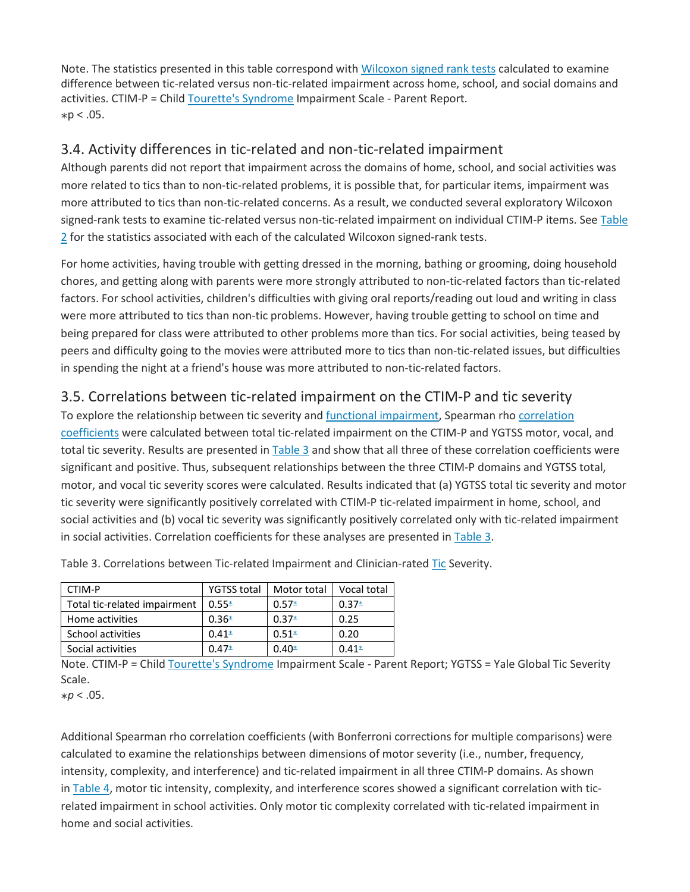Note. The statistics presented in this table correspond with Wilcoxon signed rank tests calculated to examine difference between tic-related versus non-tic-related impairment across home, school, and social domains and activities. CTIM-P = Child Tourette's Syndrome Impairment Scale - Parent Report.
∗p < .05.

## 3.4. Activity differences in tic-related and non-tic-related impairment

Although parents did not report that impairment across the domains of home, school, and social activities was more related to tics than to non-tic-related problems, it is possible that, for particular items, impairment was more attributed to tics than non-tic-related concerns. As a result, we conducted several exploratory Wilcoxon signed-rank tests to examine tic-related versus non-tic-related impairment on individual CTIM-P items. See Table 2 for the statistics associated with each of the calculated Wilcoxon signed-rank tests.

For home activities, having trouble with getting dressed in the morning, bathing or grooming, doing household chores, and getting along with parents were more strongly attributed to non-tic-related factors than tic-related factors. For school activities, children's difficulties with giving oral reports/reading out loud and writing in class were more attributed to tics than non-tic problems. However, having trouble getting to school on time and being prepared for class were attributed to other problems more than tics. For social activities, being teased by peers and difficulty going to the movies were attributed more to tics than non-tic-related issues, but difficulties in spending the night at a friend's house was more attributed to non-tic-related factors.

## 3.5. Correlations between tic-related impairment on the CTIM-P and tic severity

To explore the relationship between tic severity and functional impairment, Spearman rho correlation coefficients were calculated between total tic-related impairment on the CTIM-P and YGTSS motor, vocal, and total tic severity. Results are presented in Table 3 and show that all three of these correlation coefficients were significant and positive. Thus, subsequent relationships between the three CTIM-P domains and YGTSS total, motor, and vocal tic severity scores were calculated. Results indicated that (a) YGTSS total tic severity and motor tic severity were significantly positively correlated with CTIM-P tic-related impairment in home, school, and social activities and (b) vocal tic severity was significantly positively correlated only with tic-related impairment in social activities. Correlation coefficients for these analyses are presented in Table 3.

Table 3. Correlations between Tic-related Impairment and Clinician-rated Tic Severity.

| CTIM-P | YGTSS total | Motor total | Vocal total |
|---|---|---|---|
| Total tic-related impairment | 0.55* | 0.57* | 0.37* |
| Home activities | 0.36* | 0.37* | 0.25 |
| School activities | 0.41* | 0.51* | 0.20 |
| Social activities | 0.47* | 0.40* | 0.41* |

Note. CTIM-P = Child Tourette's Syndrome Impairment Scale - Parent Report; YGTSS = Yale Global Tic Severity Scale.
∗*p* < .05.

Additional Spearman rho correlation coefficients (with Bonferroni corrections for multiple comparisons) were calculated to examine the relationships between dimensions of motor severity (i.e., number, frequency, intensity, complexity, and interference) and tic-related impairment in all three CTIM-P domains. As shown in Table 4, motor tic intensity, complexity, and interference scores showed a significant correlation with tic-related impairment in school activities. Only motor tic complexity correlated with tic-related impairment in home and social activities.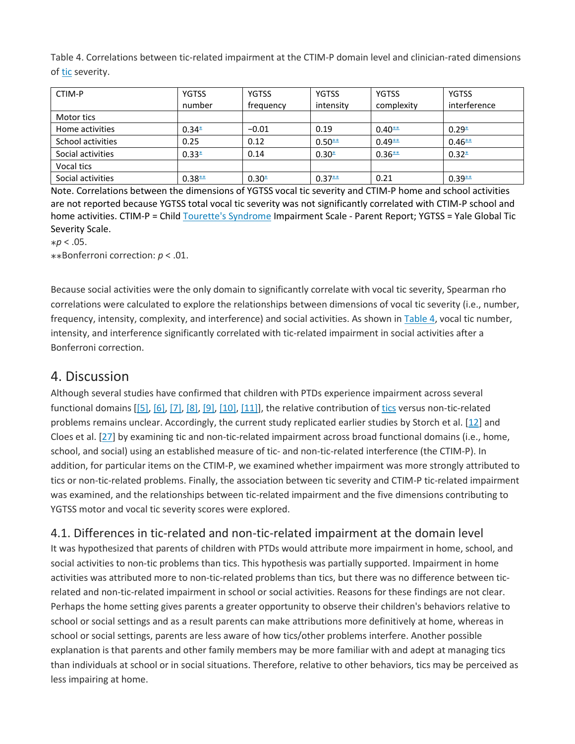Table 4. Correlations between tic-related impairment at the CTIM-P domain level and clinician-rated dimensions of tic severity.

| CTIM-P | YGTSS number | YGTSS frequency | YGTSS intensity | YGTSS complexity | YGTSS interference |
|---|---|---|---|---|---|
| Motor tics | | | | | |
| Home activities | 0.34* | −0.01 | 0.19 | 0.40** | 0.29* |
| School activities | 0.25 | 0.12 | 0.50** | 0.49** | 0.46** |
| Social activities | 0.33* | 0.14 | 0.30* | 0.36** | 0.32* |
| Vocal tics | | | | | |
| Social activities | 0.38** | 0.30* | 0.37** | 0.21 | 0.39** |

Note. Correlations between the dimensions of YGTSS vocal tic severity and CTIM-P home and school activities are not reported because YGTSS total vocal tic severity was not significantly correlated with CTIM-P school and home activities. CTIM-P = Child Tourette's Syndrome Impairment Scale - Parent Report; YGTSS = Yale Global Tic Severity Scale.

∗$p < .05$.

∗∗Bonferroni correction: $p < .01$.

Because social activities were the only domain to significantly correlate with vocal tic severity, Spearman rho correlations were calculated to explore the relationships between dimensions of vocal tic severity (i.e., number, frequency, intensity, complexity, and interference) and social activities. As shown in Table 4, vocal tic number, intensity, and interference significantly correlated with tic-related impairment in social activities after a Bonferroni correction.

## 4. Discussion

Although several studies have confirmed that children with PTDs experience impairment across several functional domains [[5], [6], [7], [8], [9], [10], [11]], the relative contribution of tics versus non-tic-related problems remains unclear. Accordingly, the current study replicated earlier studies by Storch et al. [12] and Cloes et al. [27] by examining tic and non-tic-related impairment across broad functional domains (i.e., home, school, and social) using an established measure of tic- and non-tic-related interference (the CTIM-P). In addition, for particular items on the CTIM-P, we examined whether impairment was more strongly attributed to tics or non-tic-related problems. Finally, the association between tic severity and CTIM-P tic-related impairment was examined, and the relationships between tic-related impairment and the five dimensions contributing to YGTSS motor and vocal tic severity scores were explored.

### 4.1. Differences in tic-related and non-tic-related impairment at the domain level

It was hypothesized that parents of children with PTDs would attribute more impairment in home, school, and social activities to non-tic problems than tics. This hypothesis was partially supported. Impairment in home activities was attributed more to non-tic-related problems than tics, but there was no difference between tic-related and non-tic-related impairment in school or social activities. Reasons for these findings are not clear. Perhaps the home setting gives parents a greater opportunity to observe their children's behaviors relative to school or social settings and as a result parents can make attributions more definitively at home, whereas in school or social settings, parents are less aware of how tics/other problems interfere. Another possible explanation is that parents and other family members may be more familiar with and adept at managing tics than individuals at school or in social situations. Therefore, relative to other behaviors, tics may be perceived as less impairing at home.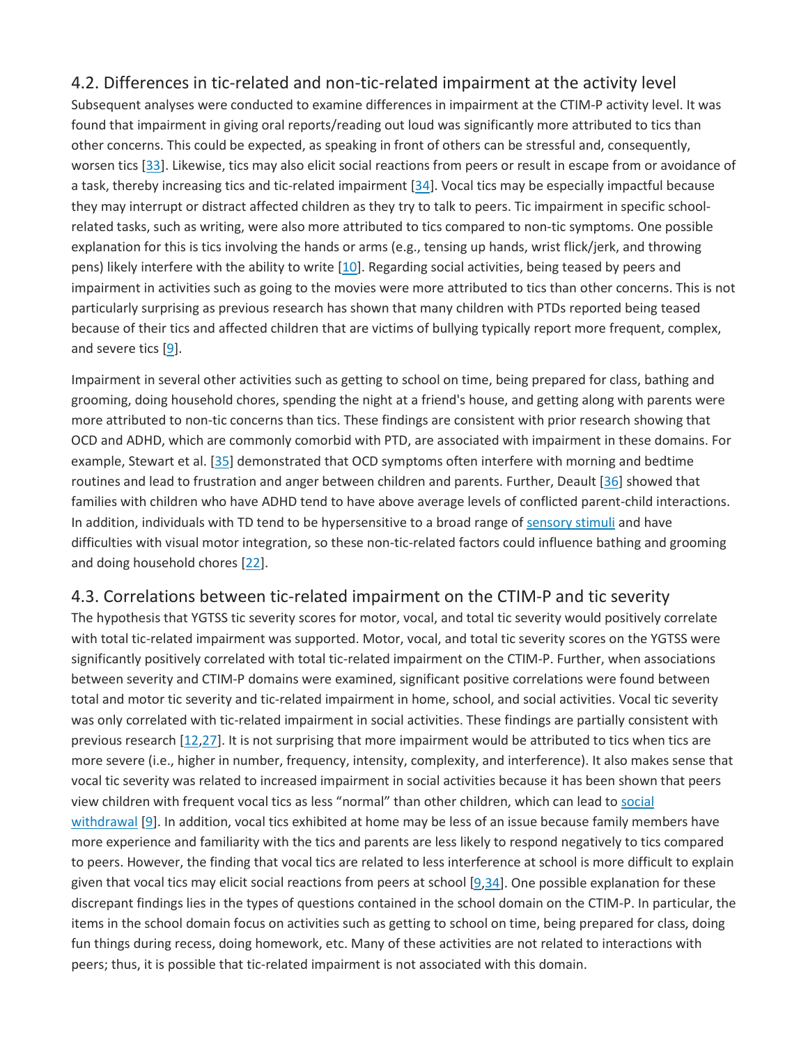## 4.2. Differences in tic-related and non-tic-related impairment at the activity level

Subsequent analyses were conducted to examine differences in impairment at the CTIM-P activity level. It was found that impairment in giving oral reports/reading out loud was significantly more attributed to tics than other concerns. This could be expected, as speaking in front of others can be stressful and, consequently, worsen tics [33]. Likewise, tics may also elicit social reactions from peers or result in escape from or avoidance of a task, thereby increasing tics and tic-related impairment [34]. Vocal tics may be especially impactful because they may interrupt or distract affected children as they try to talk to peers. Tic impairment in specific school-related tasks, such as writing, were also more attributed to tics compared to non-tic symptoms. One possible explanation for this is tics involving the hands or arms (e.g., tensing up hands, wrist flick/jerk, and throwing pens) likely interfere with the ability to write [10]. Regarding social activities, being teased by peers and impairment in activities such as going to the movies were more attributed to tics than other concerns. This is not particularly surprising as previous research has shown that many children with PTDs reported being teased because of their tics and affected children that are victims of bullying typically report more frequent, complex, and severe tics [9].

Impairment in several other activities such as getting to school on time, being prepared for class, bathing and grooming, doing household chores, spending the night at a friend's house, and getting along with parents were more attributed to non-tic concerns than tics. These findings are consistent with prior research showing that OCD and ADHD, which are commonly comorbid with PTD, are associated with impairment in these domains. For example, Stewart et al. [35] demonstrated that OCD symptoms often interfere with morning and bedtime routines and lead to frustration and anger between children and parents. Further, Deault [36] showed that families with children who have ADHD tend to have above average levels of conflicted parent-child interactions. In addition, individuals with TD tend to be hypersensitive to a broad range of sensory stimuli and have difficulties with visual motor integration, so these non-tic-related factors could influence bathing and grooming and doing household chores [22].

## 4.3. Correlations between tic-related impairment on the CTIM-P and tic severity

The hypothesis that YGTSS tic severity scores for motor, vocal, and total tic severity would positively correlate with total tic-related impairment was supported. Motor, vocal, and total tic severity scores on the YGTSS were significantly positively correlated with total tic-related impairment on the CTIM-P. Further, when associations between severity and CTIM-P domains were examined, significant positive correlations were found between total and motor tic severity and tic-related impairment in home, school, and social activities. Vocal tic severity was only correlated with tic-related impairment in social activities. These findings are partially consistent with previous research [12,27]. It is not surprising that more impairment would be attributed to tics when tics are more severe (i.e., higher in number, frequency, intensity, complexity, and interference). It also makes sense that vocal tic severity was related to increased impairment in social activities because it has been shown that peers view children with frequent vocal tics as less "normal" than other children, which can lead to social withdrawal [9]. In addition, vocal tics exhibited at home may be less of an issue because family members have more experience and familiarity with the tics and parents are less likely to respond negatively to tics compared to peers. However, the finding that vocal tics are related to less interference at school is more difficult to explain given that vocal tics may elicit social reactions from peers at school [9,34]. One possible explanation for these discrepant findings lies in the types of questions contained in the school domain on the CTIM-P. In particular, the items in the school domain focus on activities such as getting to school on time, being prepared for class, doing fun things during recess, doing homework, etc. Many of these activities are not related to interactions with peers; thus, it is possible that tic-related impairment is not associated with this domain.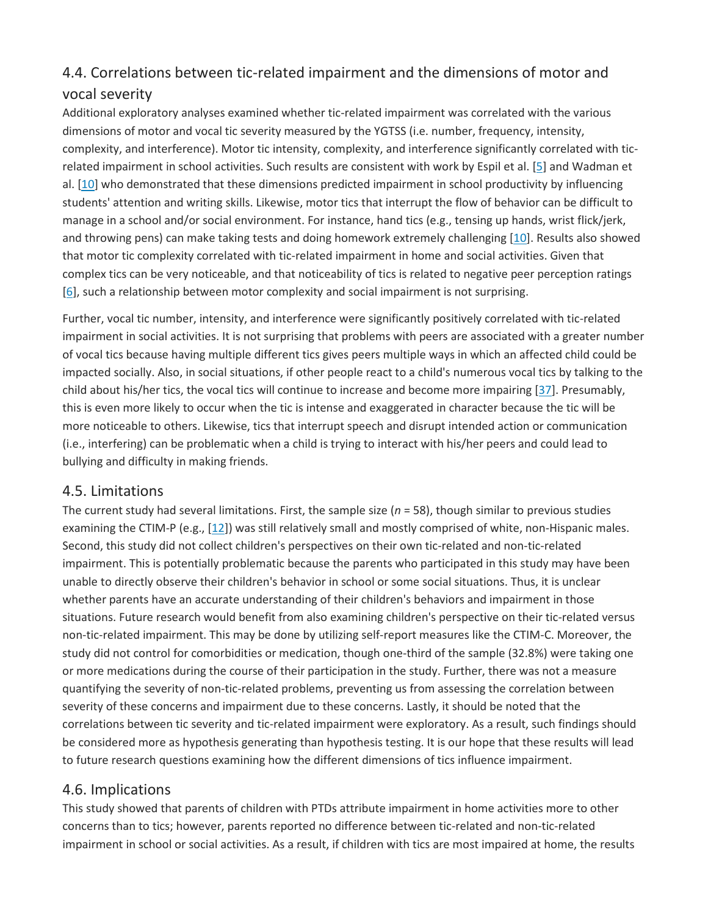### 4.4. Correlations between tic-related impairment and the dimensions of motor and vocal severity

Additional exploratory analyses examined whether tic-related impairment was correlated with the various dimensions of motor and vocal tic severity measured by the YGTSS (i.e. number, frequency, intensity, complexity, and interference). Motor tic intensity, complexity, and interference significantly correlated with tic-related impairment in school activities. Such results are consistent with work by Espil et al. [5] and Wadman et al. [10] who demonstrated that these dimensions predicted impairment in school productivity by influencing students' attention and writing skills. Likewise, motor tics that interrupt the flow of behavior can be difficult to manage in a school and/or social environment. For instance, hand tics (e.g., tensing up hands, wrist flick/jerk, and throwing pens) can make taking tests and doing homework extremely challenging [10]. Results also showed that motor tic complexity correlated with tic-related impairment in home and social activities. Given that complex tics can be very noticeable, and that noticeability of tics is related to negative peer perception ratings [6], such a relationship between motor complexity and social impairment is not surprising.

Further, vocal tic number, intensity, and interference were significantly positively correlated with tic-related impairment in social activities. It is not surprising that problems with peers are associated with a greater number of vocal tics because having multiple different tics gives peers multiple ways in which an affected child could be impacted socially. Also, in social situations, if other people react to a child's numerous vocal tics by talking to the child about his/her tics, the vocal tics will continue to increase and become more impairing [37]. Presumably, this is even more likely to occur when the tic is intense and exaggerated in character because the tic will be more noticeable to others. Likewise, tics that interrupt speech and disrupt intended action or communication (i.e., interfering) can be problematic when a child is trying to interact with his/her peers and could lead to bullying and difficulty in making friends.

### 4.5. Limitations

The current study had several limitations. First, the sample size (*n* = 58), though similar to previous studies examining the CTIM-P (e.g., [12]) was still relatively small and mostly comprised of white, non-Hispanic males. Second, this study did not collect children's perspectives on their own tic-related and non-tic-related impairment. This is potentially problematic because the parents who participated in this study may have been unable to directly observe their children's behavior in school or some social situations. Thus, it is unclear whether parents have an accurate understanding of their children's behaviors and impairment in those situations. Future research would benefit from also examining children's perspective on their tic-related versus non-tic-related impairment. This may be done by utilizing self-report measures like the CTIM-C. Moreover, the study did not control for comorbidities or medication, though one-third of the sample (32.8%) were taking one or more medications during the course of their participation in the study. Further, there was not a measure quantifying the severity of non-tic-related problems, preventing us from assessing the correlation between severity of these concerns and impairment due to these concerns. Lastly, it should be noted that the correlations between tic severity and tic-related impairment were exploratory. As a result, such findings should be considered more as hypothesis generating than hypothesis testing. It is our hope that these results will lead to future research questions examining how the different dimensions of tics influence impairment.

### 4.6. Implications

This study showed that parents of children with PTDs attribute impairment in home activities more to other concerns than to tics; however, parents reported no difference between tic-related and non-tic-related impairment in school or social activities. As a result, if children with tics are most impaired at home, the results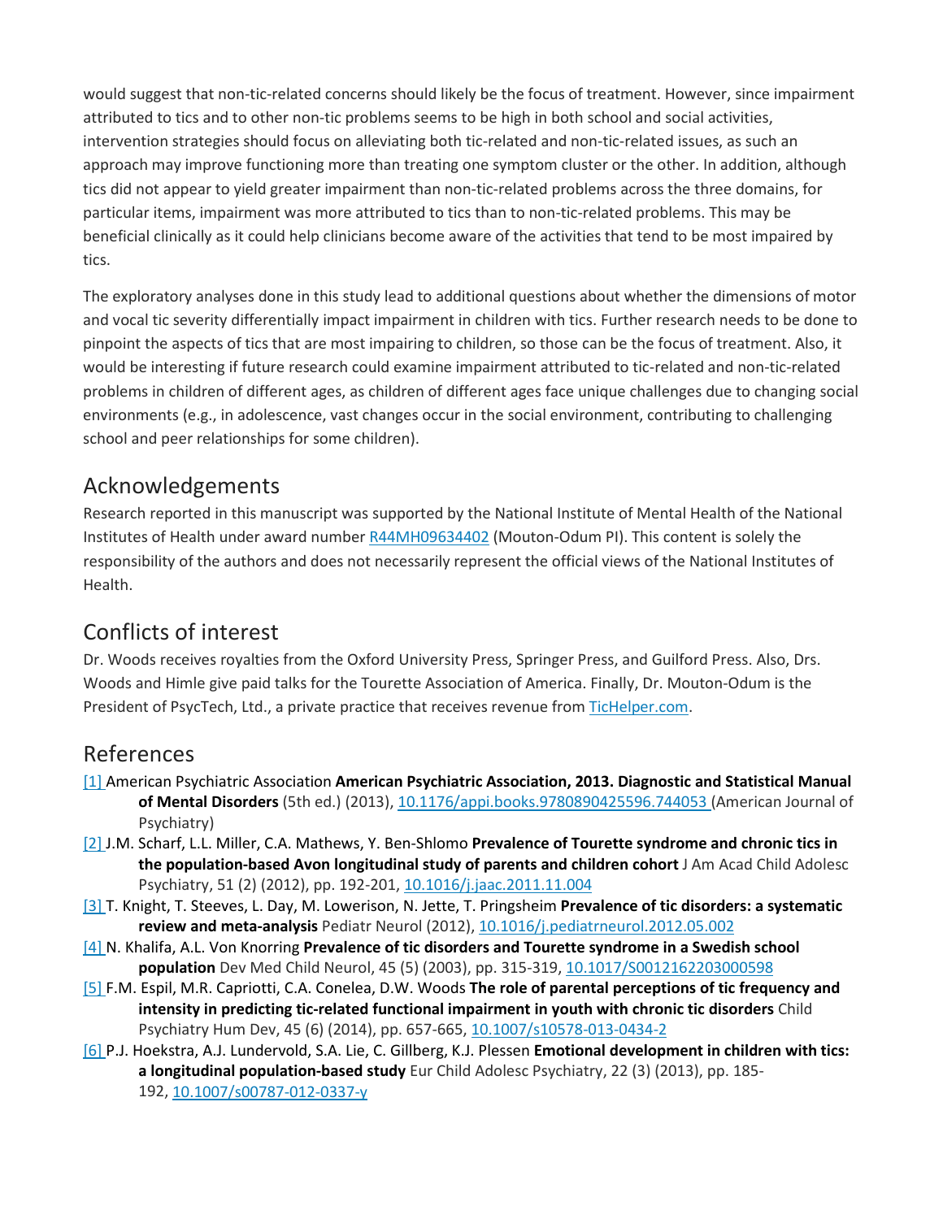would suggest that non-tic-related concerns should likely be the focus of treatment. However, since impairment attributed to tics and to other non-tic problems seems to be high in both school and social activities, intervention strategies should focus on alleviating both tic-related and non-tic-related issues, as such an approach may improve functioning more than treating one symptom cluster or the other. In addition, although tics did not appear to yield greater impairment than non-tic-related problems across the three domains, for particular items, impairment was more attributed to tics than to non-tic-related problems. This may be beneficial clinically as it could help clinicians become aware of the activities that tend to be most impaired by tics.

The exploratory analyses done in this study lead to additional questions about whether the dimensions of motor and vocal tic severity differentially impact impairment in children with tics. Further research needs to be done to pinpoint the aspects of tics that are most impairing to children, so those can be the focus of treatment. Also, it would be interesting if future research could examine impairment attributed to tic-related and non-tic-related problems in children of different ages, as children of different ages face unique challenges due to changing social environments (e.g., in adolescence, vast changes occur in the social environment, contributing to challenging school and peer relationships for some children).

## Acknowledgements

Research reported in this manuscript was supported by the National Institute of Mental Health of the National Institutes of Health under award number R44MH09634402 (Mouton-Odum PI). This content is solely the responsibility of the authors and does not necessarily represent the official views of the National Institutes of Health.

## Conflicts of interest

Dr. Woods receives royalties from the Oxford University Press, Springer Press, and Guilford Press. Also, Drs. Woods and Himle give paid talks for the Tourette Association of America. Finally, Dr. Mouton-Odum is the President of PsycTech, Ltd., a private practice that receives revenue from TicHelper.com.

## References

[1] American Psychiatric Association **American Psychiatric Association, 2013. Diagnostic and Statistical Manual of Mental Disorders** (5th ed.) (2013), 10.1176/appi.books.9780890425596.744053 (American Journal of Psychiatry)

[2] J.M. Scharf, L.L. Miller, C.A. Mathews, Y. Ben-Shlomo **Prevalence of Tourette syndrome and chronic tics in the population-based Avon longitudinal study of parents and children cohort** J Am Acad Child Adolesc Psychiatry, 51 (2) (2012), pp. 192-201, 10.1016/j.jaac.2011.11.004

[3] T. Knight, T. Steeves, L. Day, M. Lowerison, N. Jette, T. Pringsheim **Prevalence of tic disorders: a systematic review and meta-analysis** Pediatr Neurol (2012), 10.1016/j.pediatrneurol.2012.05.002

[4] N. Khalifa, A.L. Von Knorring **Prevalence of tic disorders and Tourette syndrome in a Swedish school population** Dev Med Child Neurol, 45 (5) (2003), pp. 315-319, 10.1017/S0012162203000598

[5] F.M. Espil, M.R. Capriotti, C.A. Conelea, D.W. Woods **The role of parental perceptions of tic frequency and intensity in predicting tic-related functional impairment in youth with chronic tic disorders** Child Psychiatry Hum Dev, 45 (6) (2014), pp. 657-665, 10.1007/s10578-013-0434-2

[6] P.J. Hoekstra, A.J. Lundervold, S.A. Lie, C. Gillberg, K.J. Plessen **Emotional development in children with tics: a longitudinal population-based study** Eur Child Adolesc Psychiatry, 22 (3) (2013), pp. 185-192, 10.1007/s00787-012-0337-y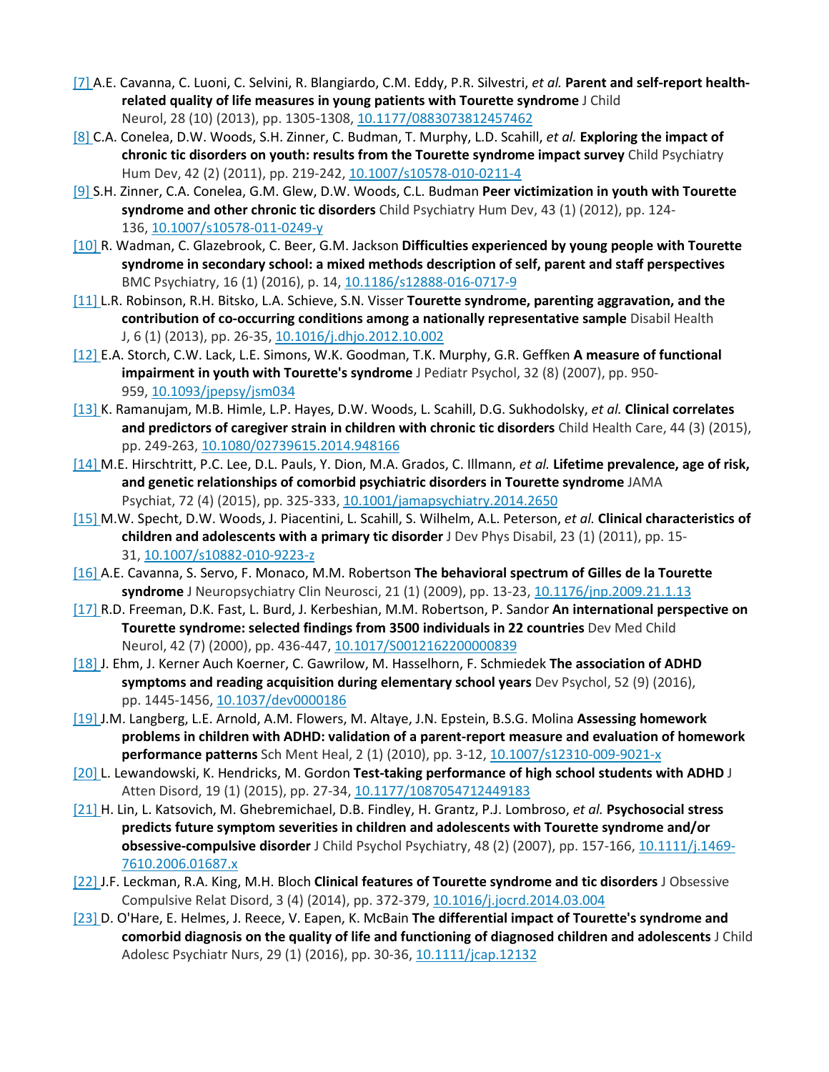[7] A.E. Cavanna, C. Luoni, C. Selvini, R. Blangiardo, C.M. Eddy, P.R. Silvestri, *et al.* **Parent and self-report health-related quality of life measures in young patients with Tourette syndrome** J Child Neurol, 28 (10) (2013), pp. 1305-1308, 10.1177/0883073812457462

[8] C.A. Conelea, D.W. Woods, S.H. Zinner, C. Budman, T. Murphy, L.D. Scahill, *et al.* **Exploring the impact of chronic tic disorders on youth: results from the Tourette syndrome impact survey** Child Psychiatry Hum Dev, 42 (2) (2011), pp. 219-242, 10.1007/s10578-010-0211-4

[9] S.H. Zinner, C.A. Conelea, G.M. Glew, D.W. Woods, C.L. Budman **Peer victimization in youth with Tourette syndrome and other chronic tic disorders** Child Psychiatry Hum Dev, 43 (1) (2012), pp. 124-136, 10.1007/s10578-011-0249-y

[10] R. Wadman, C. Glazebrook, C. Beer, G.M. Jackson **Difficulties experienced by young people with Tourette syndrome in secondary school: a mixed methods description of self, parent and staff perspectives** BMC Psychiatry, 16 (1) (2016), p. 14, 10.1186/s12888-016-0717-9

[11] L.R. Robinson, R.H. Bitsko, L.A. Schieve, S.N. Visser **Tourette syndrome, parenting aggravation, and the contribution of co-occurring conditions among a nationally representative sample** Disabil Health J, 6 (1) (2013), pp. 26-35, 10.1016/j.dhjo.2012.10.002

[12] E.A. Storch, C.W. Lack, L.E. Simons, W.K. Goodman, T.K. Murphy, G.R. Geffken **A measure of functional impairment in youth with Tourette's syndrome** J Pediatr Psychol, 32 (8) (2007), pp. 950-959, 10.1093/jpepsy/jsm034

[13] K. Ramanujam, M.B. Himle, L.P. Hayes, D.W. Woods, L. Scahill, D.G. Sukhodolsky, *et al.* **Clinical correlates and predictors of caregiver strain in children with chronic tic disorders** Child Health Care, 44 (3) (2015), pp. 249-263, 10.1080/02739615.2014.948166

[14] M.E. Hirschtritt, P.C. Lee, D.L. Pauls, Y. Dion, M.A. Grados, C. Illmann, *et al.* **Lifetime prevalence, age of risk, and genetic relationships of comorbid psychiatric disorders in Tourette syndrome** JAMA Psychiat, 72 (4) (2015), pp. 325-333, 10.1001/jamapsychiatry.2014.2650

[15] M.W. Specht, D.W. Woods, J. Piacentini, L. Scahill, S. Wilhelm, A.L. Peterson, *et al.* **Clinical characteristics of children and adolescents with a primary tic disorder** J Dev Phys Disabil, 23 (1) (2011), pp. 15-31, 10.1007/s10882-010-9223-z

[16] A.E. Cavanna, S. Servo, F. Monaco, M.M. Robertson **The behavioral spectrum of Gilles de la Tourette syndrome** J Neuropsychiatry Clin Neurosci, 21 (1) (2009), pp. 13-23, 10.1176/jnp.2009.21.1.13

[17] R.D. Freeman, D.K. Fast, L. Burd, J. Kerbeshian, M.M. Robertson, P. Sandor **An international perspective on Tourette syndrome: selected findings from 3500 individuals in 22 countries** Dev Med Child Neurol, 42 (7) (2000), pp. 436-447, 10.1017/S0012162200000839

[18] J. Ehm, J. Kerner Auch Koerner, C. Gawrilow, M. Hasselhorn, F. Schmiedek **The association of ADHD symptoms and reading acquisition during elementary school years** Dev Psychol, 52 (9) (2016), pp. 1445-1456, 10.1037/dev0000186

[19] J.M. Langberg, L.E. Arnold, A.M. Flowers, M. Altaye, J.N. Epstein, B.S.G. Molina **Assessing homework problems in children with ADHD: validation of a parent-report measure and evaluation of homework performance patterns** Sch Ment Heal, 2 (1) (2010), pp. 3-12, 10.1007/s12310-009-9021-x

[20] L. Lewandowski, K. Hendricks, M. Gordon **Test-taking performance of high school students with ADHD** J Atten Disord, 19 (1) (2015), pp. 27-34, 10.1177/1087054712449183

[21] H. Lin, L. Katsovich, M. Ghebremichael, D.B. Findley, H. Grantz, P.J. Lombroso, *et al.* **Psychosocial stress predicts future symptom severities in children and adolescents with Tourette syndrome and/or obsessive-compulsive disorder** J Child Psychol Psychiatry, 48 (2) (2007), pp. 157-166, 10.1111/j.1469-7610.2006.01687.x

[22] J.F. Leckman, R.A. King, M.H. Bloch **Clinical features of Tourette syndrome and tic disorders** J Obsessive Compulsive Relat Disord, 3 (4) (2014), pp. 372-379, 10.1016/j.jocrd.2014.03.004

[23] D. O'Hare, E. Helmes, J. Reece, V. Eapen, K. McBain **The differential impact of Tourette's syndrome and comorbid diagnosis on the quality of life and functioning of diagnosed children and adolescents** J Child Adolesc Psychiatr Nurs, 29 (1) (2016), pp. 30-36, 10.1111/jcap.12132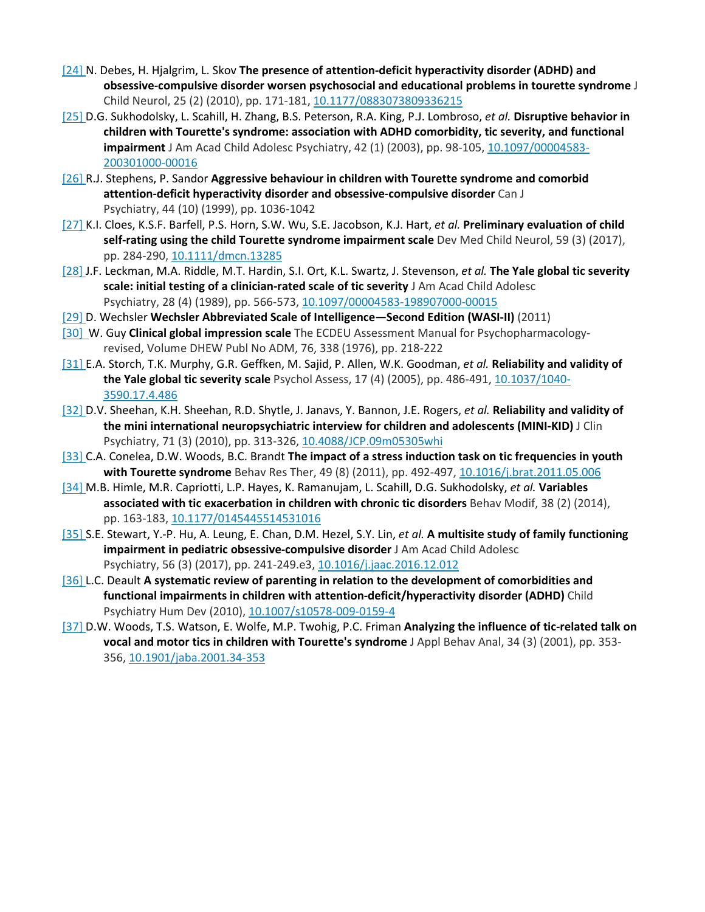[24] N. Debes, H. Hjalgrim, L. Skov **The presence of attention-deficit hyperactivity disorder (ADHD) and obsessive-compulsive disorder worsen psychosocial and educational problems in tourette syndrome** J Child Neurol, 25 (2) (2010), pp. 171-181, 10.1177/0883073809336215

[25] D.G. Sukhodolsky, L. Scahill, H. Zhang, B.S. Peterson, R.A. King, P.J. Lombroso, *et al.* **Disruptive behavior in children with Tourette's syndrome: association with ADHD comorbidity, tic severity, and functional impairment** J Am Acad Child Adolesc Psychiatry, 42 (1) (2003), pp. 98-105, 10.1097/00004583-200301000-00016

[26] R.J. Stephens, P. Sandor **Aggressive behaviour in children with Tourette syndrome and comorbid attention-deficit hyperactivity disorder and obsessive-compulsive disorder** Can J Psychiatry, 44 (10) (1999), pp. 1036-1042

[27] K.I. Cloes, K.S.F. Barfell, P.S. Horn, S.W. Wu, S.E. Jacobson, K.J. Hart, *et al.* **Preliminary evaluation of child self-rating using the child Tourette syndrome impairment scale** Dev Med Child Neurol, 59 (3) (2017), pp. 284-290, 10.1111/dmcn.13285

[28] J.F. Leckman, M.A. Riddle, M.T. Hardin, S.I. Ort, K.L. Swartz, J. Stevenson, *et al.* **The Yale global tic severity scale: initial testing of a clinician-rated scale of tic severity** J Am Acad Child Adolesc Psychiatry, 28 (4) (1989), pp. 566-573, 10.1097/00004583-198907000-00015

[29] D. Wechsler **Wechsler Abbreviated Scale of Intelligence—Second Edition (WASI-II)** (2011)

[30] W. Guy **Clinical global impression scale** The ECDEU Assessment Manual for Psychopharmacology-revised, Volume DHEW Publ No ADM, 76, 338 (1976), pp. 218-222

[31] E.A. Storch, T.K. Murphy, G.R. Geffken, M. Sajid, P. Allen, W.K. Goodman, *et al.* **Reliability and validity of the Yale global tic severity scale** Psychol Assess, 17 (4) (2005), pp. 486-491, 10.1037/1040-3590.17.4.486

[32] D.V. Sheehan, K.H. Sheehan, R.D. Shytle, J. Janavs, Y. Bannon, J.E. Rogers, *et al.* **Reliability and validity of the mini international neuropsychiatric interview for children and adolescents (MINI-KID)** J Clin Psychiatry, 71 (3) (2010), pp. 313-326, 10.4088/JCP.09m05305whi

[33] C.A. Conelea, D.W. Woods, B.C. Brandt **The impact of a stress induction task on tic frequencies in youth with Tourette syndrome** Behav Res Ther, 49 (8) (2011), pp. 492-497, 10.1016/j.brat.2011.05.006

[34] M.B. Himle, M.R. Capriotti, L.P. Hayes, K. Ramanujam, L. Scahill, D.G. Sukhodolsky, *et al.* **Variables associated with tic exacerbation in children with chronic tic disorders** Behav Modif, 38 (2) (2014), pp. 163-183, 10.1177/0145445514531016

[35] S.E. Stewart, Y.-P. Hu, A. Leung, E. Chan, D.M. Hezel, S.Y. Lin, *et al.* **A multisite study of family functioning impairment in pediatric obsessive-compulsive disorder** J Am Acad Child Adolesc Psychiatry, 56 (3) (2017), pp. 241-249.e3, 10.1016/j.jaac.2016.12.012

[36] L.C. Deault **A systematic review of parenting in relation to the development of comorbidities and functional impairments in children with attention-deficit/hyperactivity disorder (ADHD)** Child Psychiatry Hum Dev (2010), 10.1007/s10578-009-0159-4

[37] D.W. Woods, T.S. Watson, E. Wolfe, M.P. Twohig, P.C. Friman **Analyzing the influence of tic-related talk on vocal and motor tics in children with Tourette's syndrome** J Appl Behav Anal, 34 (3) (2001), pp. 353-356, 10.1901/jaba.2001.34-353